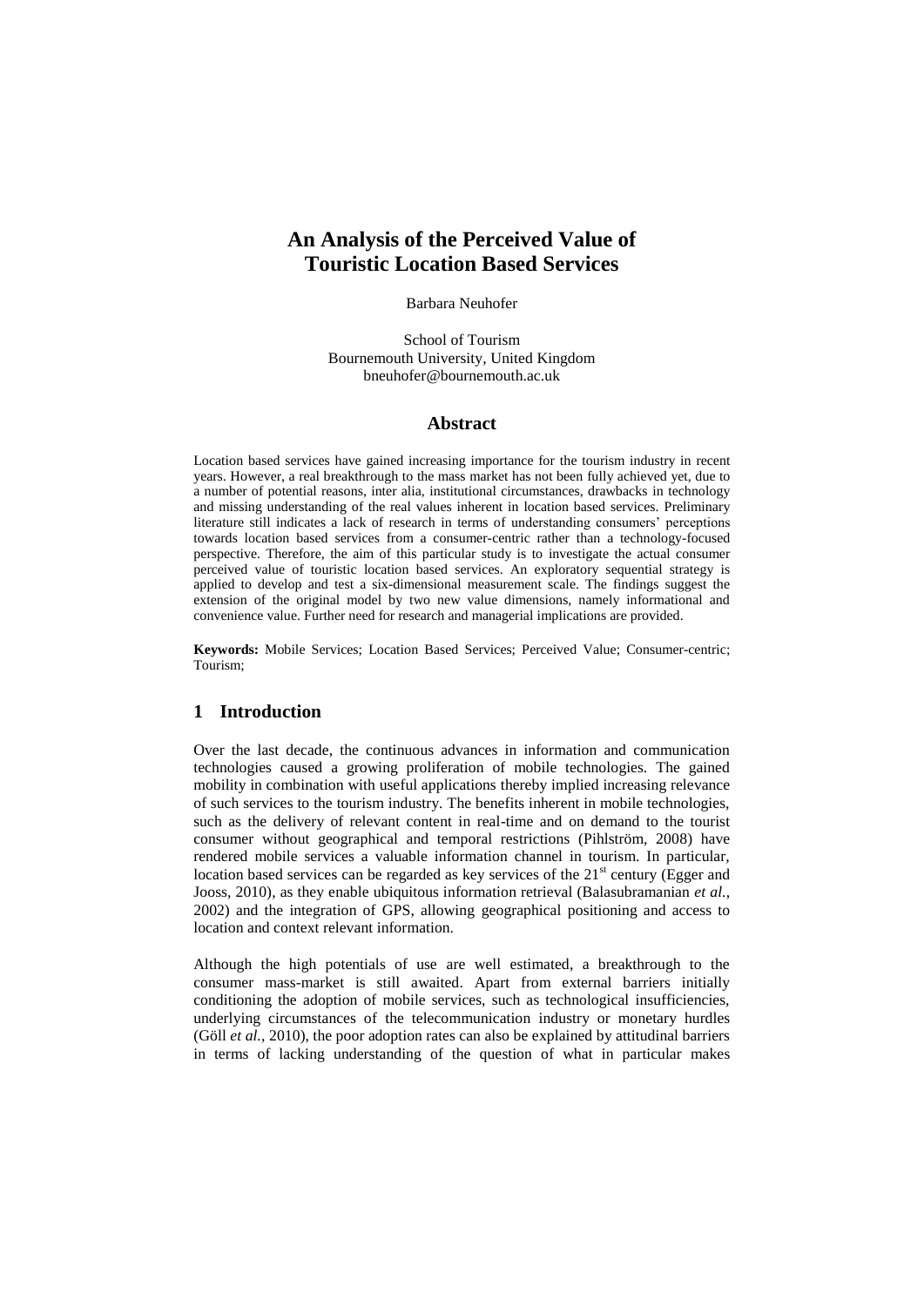# An Analysis of the Perceived Value of Touristic Location Based Services

Barbara Neuhofer

School of Tourism
Bournemouth University, United Kingdom
bneuhofer@bournemouth.ac.uk

## Abstract

Location based services have gained increasing importance for the tourism industry in recent years. However, a real breakthrough to the mass market has not been fully achieved yet, due to a number of potential reasons, inter alia, institutional circumstances, drawbacks in technology and missing understanding of the real values inherent in location based services. Preliminary literature still indicates a lack of research in terms of understanding consumers' perceptions towards location based services from a consumer-centric rather than a technology-focused perspective. Therefore, the aim of this particular study is to investigate the actual consumer perceived value of touristic location based services. An exploratory sequential strategy is applied to develop and test a six-dimensional measurement scale. The findings suggest the extension of the original model by two new value dimensions, namely informational and convenience value. Further need for research and managerial implications are provided.

**Keywords:** Mobile Services; Location Based Services; Perceived Value; Consumer-centric; Tourism;

## 1 Introduction

Over the last decade, the continuous advances in information and communication technologies caused a growing proliferation of mobile technologies. The gained mobility in combination with useful applications thereby implied increasing relevance of such services to the tourism industry. The benefits inherent in mobile technologies, such as the delivery of relevant content in real-time and on demand to the tourist consumer without geographical and temporal restrictions (Pihlström, 2008) have rendered mobile services a valuable information channel in tourism. In particular, location based services can be regarded as key services of the 21st century (Egger and Jooss, 2010), as they enable ubiquitous information retrieval (Balasubramanian *et al.*, 2002) and the integration of GPS, allowing geographical positioning and access to location and context relevant information.

Although the high potentials of use are well estimated, a breakthrough to the consumer mass-market is still awaited. Apart from external barriers initially conditioning the adoption of mobile services, such as technological insufficiencies, underlying circumstances of the telecommunication industry or monetary hurdles (Göll *et al.*, 2010), the poor adoption rates can also be explained by attitudinal barriers in terms of lacking understanding of the question of what in particular makes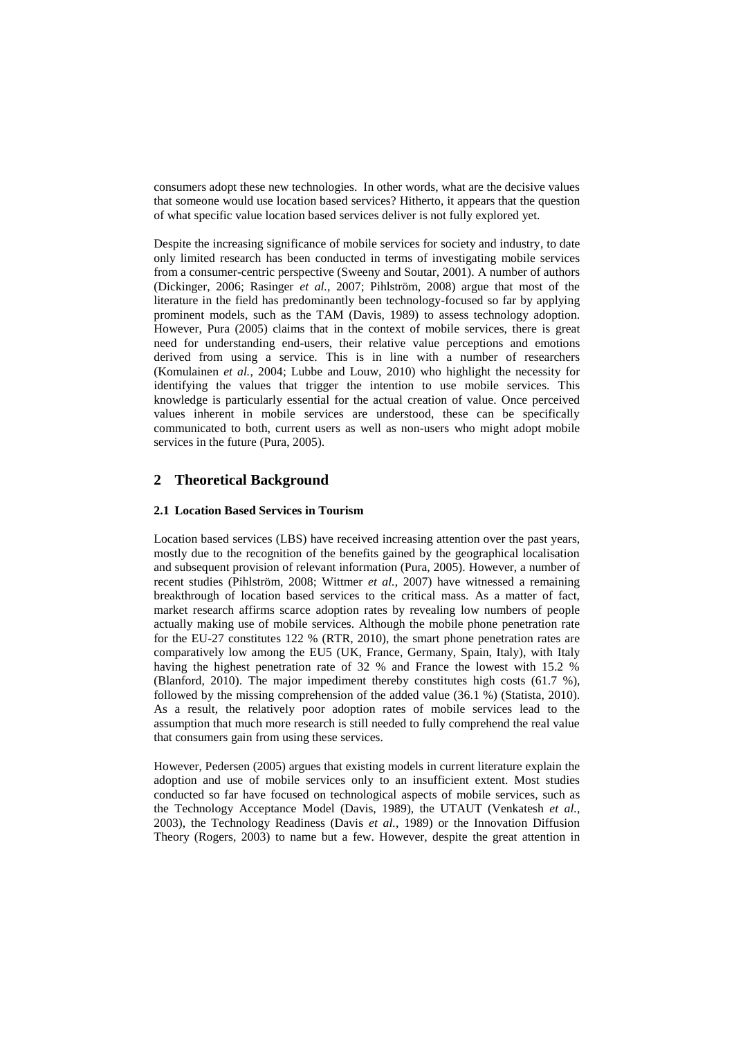consumers adopt these new technologies. In other words, what are the decisive values that someone would use location based services? Hitherto, it appears that the question of what specific value location based services deliver is not fully explored yet.

Despite the increasing significance of mobile services for society and industry, to date only limited research has been conducted in terms of investigating mobile services from a consumer-centric perspective (Sweeny and Soutar, 2001). A number of authors (Dickinger, 2006; Rasinger *et al.*, 2007; Pihlström, 2008) argue that most of the literature in the field has predominantly been technology-focused so far by applying prominent models, such as the TAM (Davis, 1989) to assess technology adoption. However, Pura (2005) claims that in the context of mobile services, there is great need for understanding end-users, their relative value perceptions and emotions derived from using a service. This is in line with a number of researchers (Komulainen *et al.*, 2004; Lubbe and Louw, 2010) who highlight the necessity for identifying the values that trigger the intention to use mobile services. This knowledge is particularly essential for the actual creation of value. Once perceived values inherent in mobile services are understood, these can be specifically communicated to both, current users as well as non-users who might adopt mobile services in the future (Pura, 2005).

## 2 Theoretical Background

### 2.1 Location Based Services in Tourism

Location based services (LBS) have received increasing attention over the past years, mostly due to the recognition of the benefits gained by the geographical localisation and subsequent provision of relevant information (Pura, 2005). However, a number of recent studies (Pihlström, 2008; Wittmer *et al.*, 2007) have witnessed a remaining breakthrough of location based services to the critical mass. As a matter of fact, market research affirms scarce adoption rates by revealing low numbers of people actually making use of mobile services. Although the mobile phone penetration rate for the EU-27 constitutes 122 % (RTR, 2010), the smart phone penetration rates are comparatively low among the EU5 (UK, France, Germany, Spain, Italy), with Italy having the highest penetration rate of 32 % and France the lowest with 15.2 % (Blanford, 2010). The major impediment thereby constitutes high costs (61.7 %), followed by the missing comprehension of the added value (36.1 %) (Statista, 2010). As a result, the relatively poor adoption rates of mobile services lead to the assumption that much more research is still needed to fully comprehend the real value that consumers gain from using these services.

However, Pedersen (2005) argues that existing models in current literature explain the adoption and use of mobile services only to an insufficient extent. Most studies conducted so far have focused on technological aspects of mobile services, such as the Technology Acceptance Model (Davis, 1989), the UTAUT (Venkatesh *et al.*, 2003), the Technology Readiness (Davis *et al.*, 1989) or the Innovation Diffusion Theory (Rogers, 2003) to name but a few. However, despite the great attention in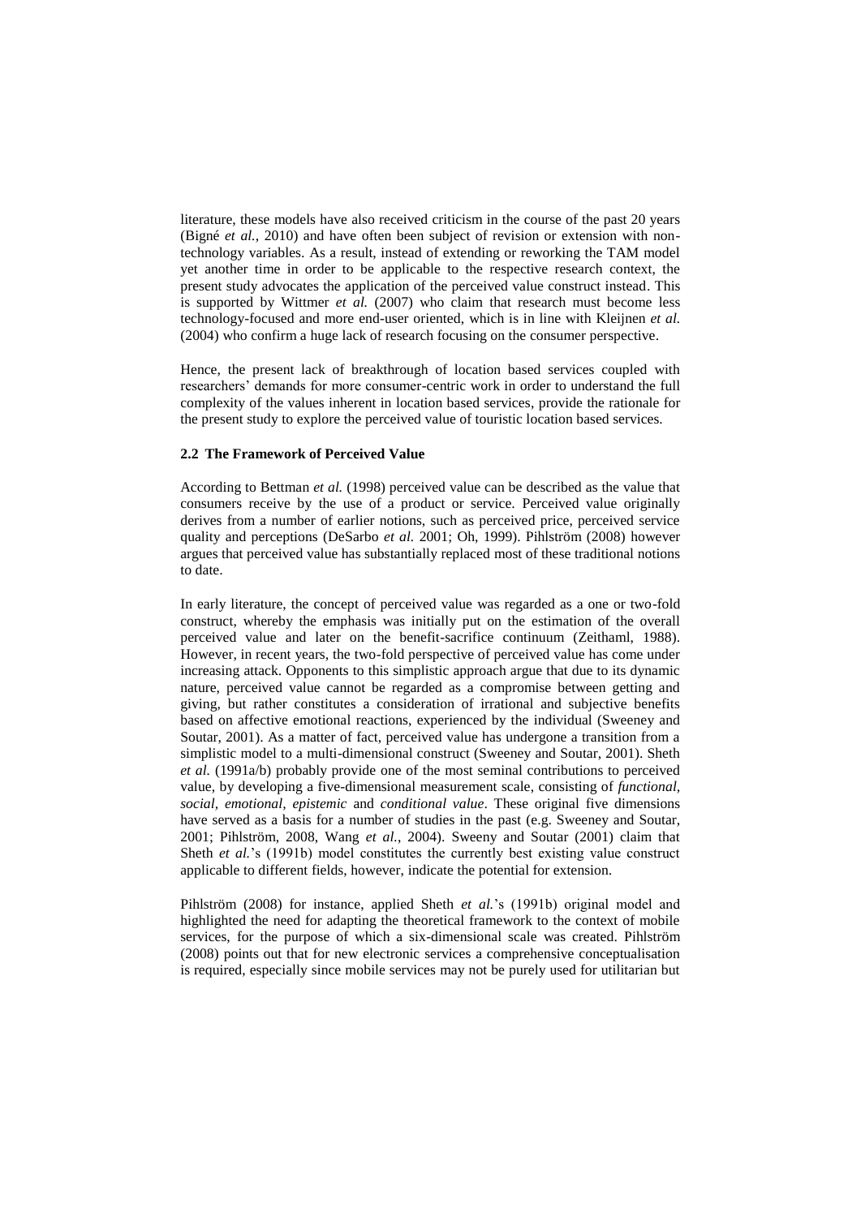literature, these models have also received criticism in the course of the past 20 years (Bigné *et al.*, 2010) and have often been subject of revision or extension with non-technology variables. As a result, instead of extending or reworking the TAM model yet another time in order to be applicable to the respective research context, the present study advocates the application of the perceived value construct instead. This is supported by Wittmer *et al.* (2007) who claim that research must become less technology-focused and more end-user oriented, which is in line with Kleijnen *et al.* (2004) who confirm a huge lack of research focusing on the consumer perspective.

Hence, the present lack of breakthrough of location based services coupled with researchers' demands for more consumer-centric work in order to understand the full complexity of the values inherent in location based services, provide the rationale for the present study to explore the perceived value of touristic location based services.

### 2.2 The Framework of Perceived Value

According to Bettman *et al.* (1998) perceived value can be described as the value that consumers receive by the use of a product or service. Perceived value originally derives from a number of earlier notions, such as perceived price, perceived service quality and perceptions (DeSarbo *et al.* 2001; Oh, 1999). Pihlström (2008) however argues that perceived value has substantially replaced most of these traditional notions to date.

In early literature, the concept of perceived value was regarded as a one or two-fold construct, whereby the emphasis was initially put on the estimation of the overall perceived value and later on the benefit-sacrifice continuum (Zeithaml, 1988). However, in recent years, the two-fold perspective of perceived value has come under increasing attack. Opponents to this simplistic approach argue that due to its dynamic nature, perceived value cannot be regarded as a compromise between getting and giving, but rather constitutes a consideration of irrational and subjective benefits based on affective emotional reactions, experienced by the individual (Sweeney and Soutar, 2001). As a matter of fact, perceived value has undergone a transition from a simplistic model to a multi-dimensional construct (Sweeney and Soutar, 2001). Sheth *et al.* (1991a/b) probably provide one of the most seminal contributions to perceived value, by developing a five-dimensional measurement scale, consisting of *functional, social, emotional, epistemic* and *conditional value*. These original five dimensions have served as a basis for a number of studies in the past (e.g. Sweeney and Soutar, 2001; Pihlström, 2008, Wang *et al.*, 2004). Sweeny and Soutar (2001) claim that Sheth *et al.*'s (1991b) model constitutes the currently best existing value construct applicable to different fields, however, indicate the potential for extension.

Pihlström (2008) for instance, applied Sheth *et al.*'s (1991b) original model and highlighted the need for adapting the theoretical framework to the context of mobile services, for the purpose of which a six-dimensional scale was created. Pihlström (2008) points out that for new electronic services a comprehensive conceptualisation is required, especially since mobile services may not be purely used for utilitarian but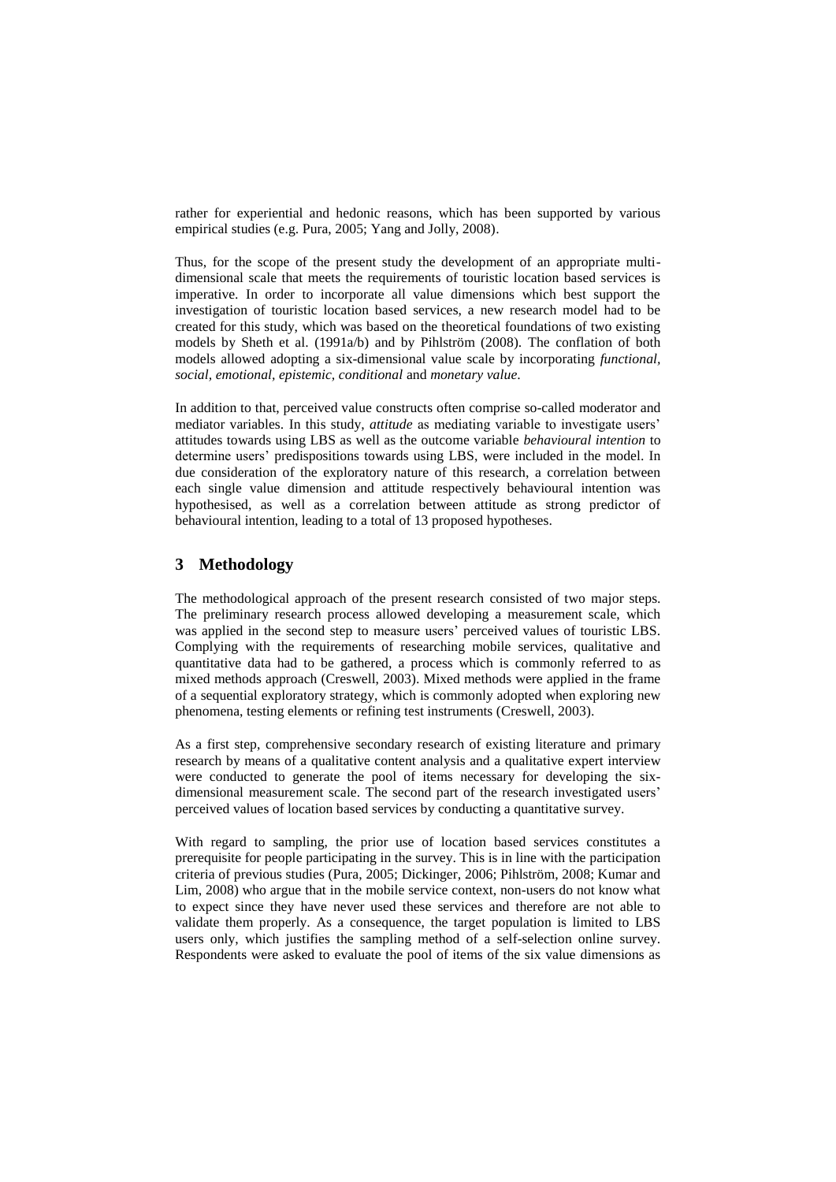rather for experiential and hedonic reasons, which has been supported by various empirical studies (e.g. Pura, 2005; Yang and Jolly, 2008).

Thus, for the scope of the present study the development of an appropriate multi-dimensional scale that meets the requirements of touristic location based services is imperative. In order to incorporate all value dimensions which best support the investigation of touristic location based services, a new research model had to be created for this study, which was based on the theoretical foundations of two existing models by Sheth et al. (1991a/b) and by Pihlström (2008). The conflation of both models allowed adopting a six-dimensional value scale by incorporating *functional, social, emotional, epistemic, conditional* and *monetary value*.

In addition to that, perceived value constructs often comprise so-called moderator and mediator variables. In this study, *attitude* as mediating variable to investigate users' attitudes towards using LBS as well as the outcome variable *behavioural intention* to determine users' predispositions towards using LBS, were included in the model. In due consideration of the exploratory nature of this research, a correlation between each single value dimension and attitude respectively behavioural intention was hypothesised, as well as a correlation between attitude as strong predictor of behavioural intention, leading to a total of 13 proposed hypotheses.

## 3 Methodology

The methodological approach of the present research consisted of two major steps. The preliminary research process allowed developing a measurement scale, which was applied in the second step to measure users' perceived values of touristic LBS. Complying with the requirements of researching mobile services, qualitative and quantitative data had to be gathered, a process which is commonly referred to as mixed methods approach (Creswell, 2003). Mixed methods were applied in the frame of a sequential exploratory strategy, which is commonly adopted when exploring new phenomena, testing elements or refining test instruments (Creswell, 2003).

As a first step, comprehensive secondary research of existing literature and primary research by means of a qualitative content analysis and a qualitative expert interview were conducted to generate the pool of items necessary for developing the six-dimensional measurement scale. The second part of the research investigated users' perceived values of location based services by conducting a quantitative survey.

With regard to sampling, the prior use of location based services constitutes a prerequisite for people participating in the survey. This is in line with the participation criteria of previous studies (Pura, 2005; Dickinger, 2006; Pihlström, 2008; Kumar and Lim, 2008) who argue that in the mobile service context, non-users do not know what to expect since they have never used these services and therefore are not able to validate them properly. As a consequence, the target population is limited to LBS users only, which justifies the sampling method of a self-selection online survey. Respondents were asked to evaluate the pool of items of the six value dimensions as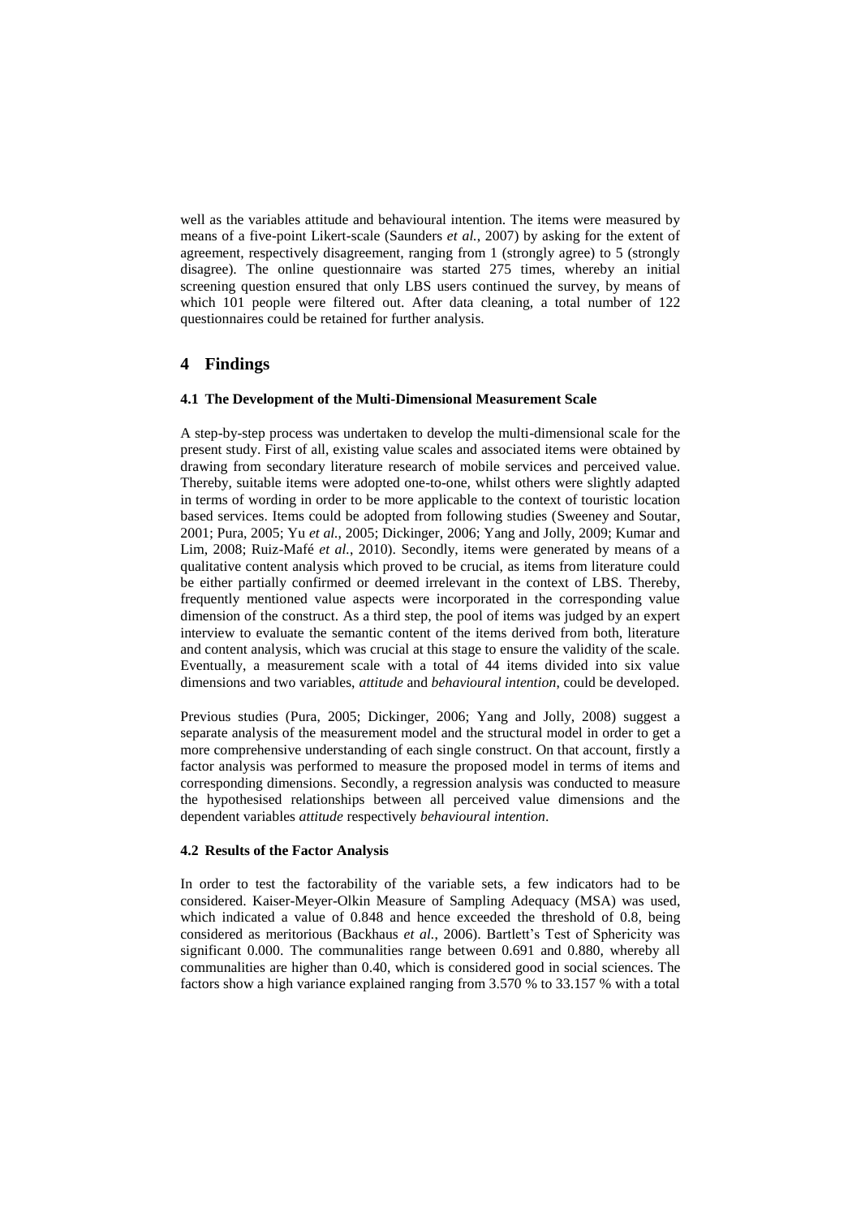well as the variables attitude and behavioural intention. The items were measured by means of a five-point Likert-scale (Saunders *et al.*, 2007) by asking for the extent of agreement, respectively disagreement, ranging from 1 (strongly agree) to 5 (strongly disagree). The online questionnaire was started 275 times, whereby an initial screening question ensured that only LBS users continued the survey, by means of which 101 people were filtered out. After data cleaning, a total number of 122 questionnaires could be retained for further analysis.

## 4 Findings

### 4.1 The Development of the Multi-Dimensional Measurement Scale

A step-by-step process was undertaken to develop the multi-dimensional scale for the present study. First of all, existing value scales and associated items were obtained by drawing from secondary literature research of mobile services and perceived value. Thereby, suitable items were adopted one-to-one, whilst others were slightly adapted in terms of wording in order to be more applicable to the context of touristic location based services. Items could be adopted from following studies (Sweeney and Soutar, 2001; Pura, 2005; Yu *et al.*, 2005; Dickinger, 2006; Yang and Jolly, 2009; Kumar and Lim, 2008; Ruiz-Mafé *et al.*, 2010). Secondly, items were generated by means of a qualitative content analysis which proved to be crucial, as items from literature could be either partially confirmed or deemed irrelevant in the context of LBS. Thereby, frequently mentioned value aspects were incorporated in the corresponding value dimension of the construct. As a third step, the pool of items was judged by an expert interview to evaluate the semantic content of the items derived from both, literature and content analysis, which was crucial at this stage to ensure the validity of the scale. Eventually, a measurement scale with a total of 44 items divided into six value dimensions and two variables, *attitude* and *behavioural intention*, could be developed.

Previous studies (Pura, 2005; Dickinger, 2006; Yang and Jolly, 2008) suggest a separate analysis of the measurement model and the structural model in order to get a more comprehensive understanding of each single construct. On that account, firstly a factor analysis was performed to measure the proposed model in terms of items and corresponding dimensions. Secondly, a regression analysis was conducted to measure the hypothesised relationships between all perceived value dimensions and the dependent variables *attitude* respectively *behavioural intention*.

### 4.2 Results of the Factor Analysis

In order to test the factorability of the variable sets, a few indicators had to be considered. Kaiser-Meyer-Olkin Measure of Sampling Adequacy (MSA) was used, which indicated a value of 0.848 and hence exceeded the threshold of 0.8, being considered as meritorious (Backhaus *et al.*, 2006). Bartlett's Test of Sphericity was significant 0.000. The communalities range between 0.691 and 0.880, whereby all communalities are higher than 0.40, which is considered good in social sciences. The factors show a high variance explained ranging from 3.570 % to 33.157 % with a total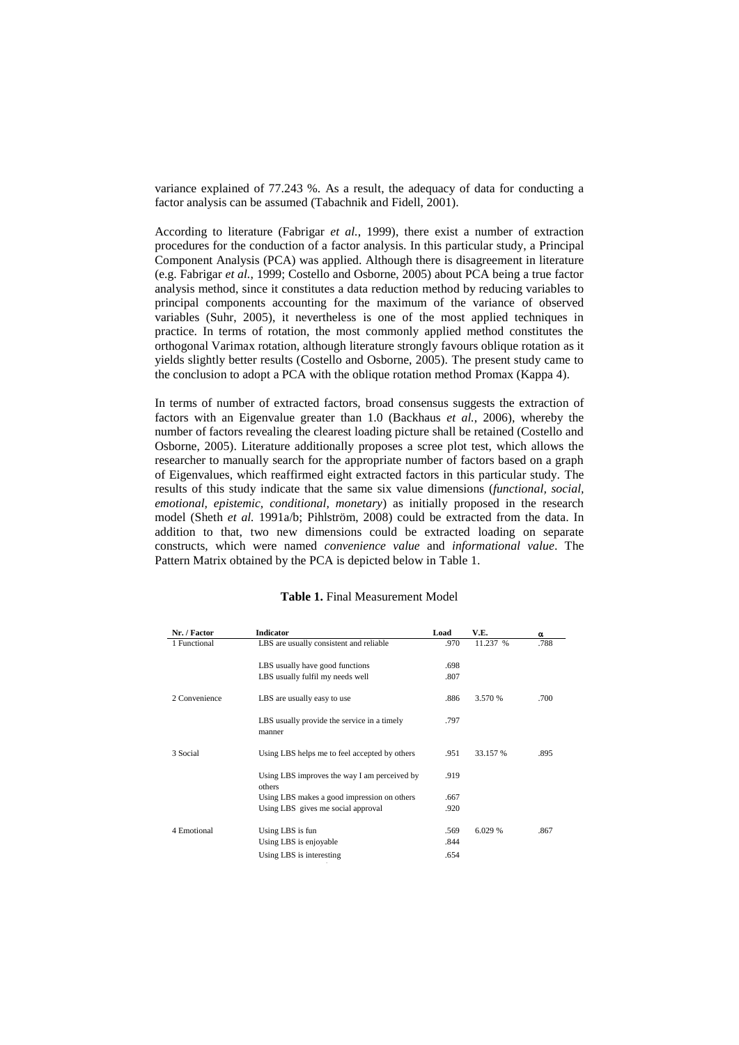variance explained of 77.243 %. As a result, the adequacy of data for conducting a factor analysis can be assumed (Tabachnik and Fidell, 2001).

According to literature (Fabrigar *et al.*, 1999), there exist a number of extraction procedures for the conduction of a factor analysis. In this particular study, a Principal Component Analysis (PCA) was applied. Although there is disagreement in literature (e.g. Fabrigar *et al.*, 1999; Costello and Osborne, 2005) about PCA being a true factor analysis method, since it constitutes a data reduction method by reducing variables to principal components accounting for the maximum of the variance of observed variables (Suhr, 2005), it nevertheless is one of the most applied techniques in practice. In terms of rotation, the most commonly applied method constitutes the orthogonal Varimax rotation, although literature strongly favours oblique rotation as it yields slightly better results (Costello and Osborne, 2005). The present study came to the conclusion to adopt a PCA with the oblique rotation method Promax (Kappa 4).

In terms of number of extracted factors, broad consensus suggests the extraction of factors with an Eigenvalue greater than 1.0 (Backhaus *et al.*, 2006), whereby the number of factors revealing the clearest loading picture shall be retained (Costello and Osborne, 2005). Literature additionally proposes a scree plot test, which allows the researcher to manually search for the appropriate number of factors based on a graph of Eigenvalues, which reaffirmed eight extracted factors in this particular study. The results of this study indicate that the same six value dimensions (*functional, social, emotional, epistemic, conditional, monetary*) as initially proposed in the research model (Sheth *et al.* 1991a/b; Pihlström, 2008) could be extracted from the data. In addition to that, two new dimensions could be extracted loading on separate constructs, which were named *convenience value* and *informational value*. The Pattern Matrix obtained by the PCA is depicted below in Table 1.

**Table 1.** Final Measurement Model

| Nr. / Factor | Indicator | Load | V.E. | α |
|---|---|---|---|---|
| 1 Functional | LBS are usually consistent and reliable | .970 | 11.237 % | .788 |
| | LBS usually have good functions | .698 | | |
| | LBS usually fulfil my needs well | .807 | | |
| 2 Convenience | LBS are usually easy to use | .886 | 3.570 % | .700 |
| | LBS usually provide the service in a timely manner | .797 | | |
| 3 Social | Using LBS helps me to feel accepted by others | .951 | 33.157 % | .895 |
| | Using LBS improves the way I am perceived by others | .919 | | |
| | Using LBS makes a good impression on others | .667 | | |
| | Using LBS gives me social approval | .920 | | |
| 4 Emotional | Using LBS is fun | .569 | 6.029 % | .867 |
| | Using LBS is enjoyable | .844 | | |
| | Using LBS is interesting | .654 | | |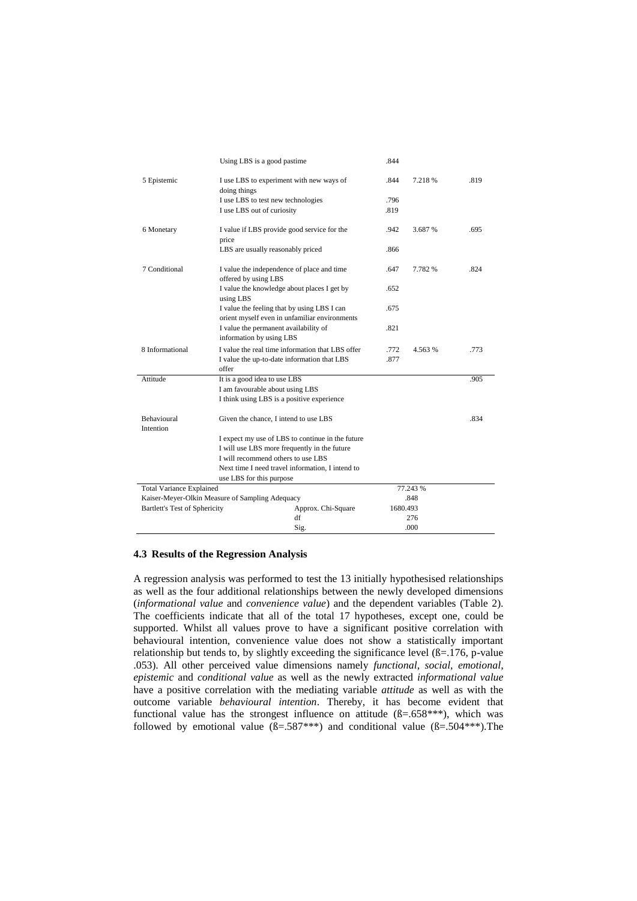| | | | | |
|---|---|---|---|---|
| | Using LBS is a good pastime | .844 | | |
| 5 Epistemic | I use LBS to experiment with new ways of doing things | .844 | 7.218 % | .819 |
| | I use LBS to test new technologies | .796 | | |
| | I use LBS out of curiosity | .819 | | |
| 6 Monetary | I value if LBS provide good service for the price | .942 | 3.687 % | .695 |
| | LBS are usually reasonably priced | .866 | | |
| 7 Conditional | I value the independence of place and time offered by using LBS | .647 | 7.782 % | .824 |
| | I value the knowledge about places I get by using LBS | .652 | | |
| | I value the feeling that by using LBS I can orient myself even in unfamiliar environments | .675 | | |
| | I value the permanent availability of information by using LBS | .821 | | |
| 8 Informational | I value the real time information that LBS offer | .772 | 4.563 % | .773 |
| | I value the up-to-date information that LBS offer | .877 | | |
| Attitude | It is a good idea to use LBS | | | .905 |
| | I am favourable about using LBS | | | |
| | I think using LBS is a positive experience | | | |
| Behavioural Intention | Given the chance, I intend to use LBS | | | .834 |
| | I expect my use of LBS to continue in the future | | | |
| | I will use LBS more frequently in the future | | | |
| | I will recommend others to use LBS | | | |
| | Next time I need travel information, I intend to use LBS for this purpose | | | |
| Total Variance Explained | | 77.243 % | | |
| Kaiser-Meyer-Olkin Measure of Sampling Adequacy | | .848 | | |
| Bartlett's Test of Sphericity | Approx. Chi-Square | 1680.493 | | |
| | df | 276 | | |
| | Sig. | .000 | | |

### 4.3 Results of the Regression Analysis

A regression analysis was performed to test the 13 initially hypothesised relationships as well as the four additional relationships between the newly developed dimensions (*informational value* and *convenience value*) and the dependent variables (Table 2). The coefficients indicate that all of the total 17 hypotheses, except one, could be supported. Whilst all values prove to have a significant positive correlation with behavioural intention, convenience value does not show a statistically important relationship but tends to, by slightly exceeding the significance level (ß=.176, p-value .053). All other perceived value dimensions namely *functional*, *social*, *emotional*, *epistemic* and *conditional value* as well as the newly extracted *informational value* have a positive correlation with the mediating variable *attitude* as well as with the outcome variable *behavioural intention*. Thereby, it has become evident that functional value has the strongest influence on attitude (ß=.658***), which was followed by emotional value (ß=.587***) and conditional value (ß=.504***).The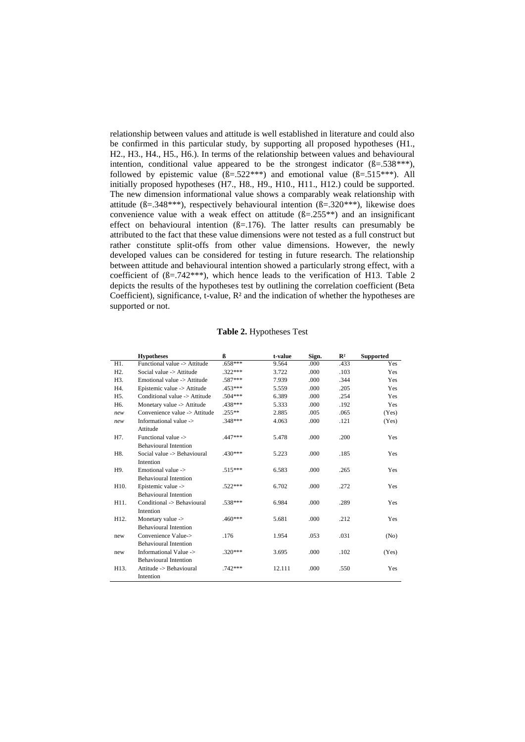relationship between values and attitude is well established in literature and could also be confirmed in this particular study, by supporting all proposed hypotheses (H1., H2., H3., H4., H5., H6.). In terms of the relationship between values and behavioural intention, conditional value appeared to be the strongest indicator (ß=.538***), followed by epistemic value (ß=.522***) and emotional value (ß=.515***). All initially proposed hypotheses (H7., H8., H9., H10., H11., H12.) could be supported. The new dimension informational value shows a comparably weak relationship with attitude (ß=.348***), respectively behavioural intention (ß=.320***), likewise does convenience value with a weak effect on attitude (ß=.255**) and an insignificant effect on behavioural intention (ß=.176). The latter results can presumably be attributed to the fact that these value dimensions were not tested as a full construct but rather constitute split-offs from other value dimensions. However, the newly developed values can be considered for testing in future research. The relationship between attitude and behavioural intention showed a particularly strong effect, with a coefficient of (ß=.742***), which hence leads to the verification of H13. Table 2 depicts the results of the hypotheses test by outlining the correlation coefficient (Beta Coefficient), significance, t-value, $R^2$ and the indication of whether the hypotheses are supported or not.

**Table 2.** Hypotheses Test

| | Hypotheses | ß | t-value | Sign. | $R^2$ | Supported |
|---|---|---|---|---|---|---|
| H1. | Functional value -> Attitude | .658*** | 9.564 | .000 | .433 | Yes |
| H2. | Social value -> Attitude | .322*** | 3.722 | .000 | .103 | Yes |
| H3. | Emotional value -> Attitude | .587*** | 7.939 | .000 | .344 | Yes |
| H4. | Epistemic value -> Attitude | .453*** | 5.559 | .000 | .205 | Yes |
| H5. | Conditional value -> Attitude | .504*** | 6.389 | .000 | .254 | Yes |
| H6. | Monetary value -> Attitude | .438*** | 5.333 | .000 | .192 | Yes |
| *new* | Convenience value -> Attitude | .255** | 2.885 | .005 | .065 | (Yes) |
| *new* | Informational value -> Attitude | .348*** | 4.063 | .000 | .121 | (Yes) |
| H7. | Functional value -> Behavioural Intention | .447*** | 5.478 | .000 | .200 | Yes |
| H8. | Social value -> Behavioural Intention | .430*** | 5.223 | .000 | .185 | Yes |
| H9. | Emotional value -> Behavioural Intention | .515*** | 6.583 | .000 | .265 | Yes |
| H10. | Epistemic value -> Behavioural Intention | .522*** | 6.702 | .000 | .272 | Yes |
| H11. | Conditional -> Behavioural Intention | .538*** | 6.984 | .000 | .289 | Yes |
| H12. | Monetary value -> Behavioural Intention | .460*** | 5.681 | .000 | .212 | Yes |
| new | Convenience Value-> Behavioural Intention | .176 | 1.954 | .053 | .031 | (No) |
| new | Informational Value -> Behavioural Intention | .320*** | 3.695 | .000 | .102 | (Yes) |
| H13. | Attitude -> Behavioural Intention | .742*** | 12.111 | .000 | .550 | Yes |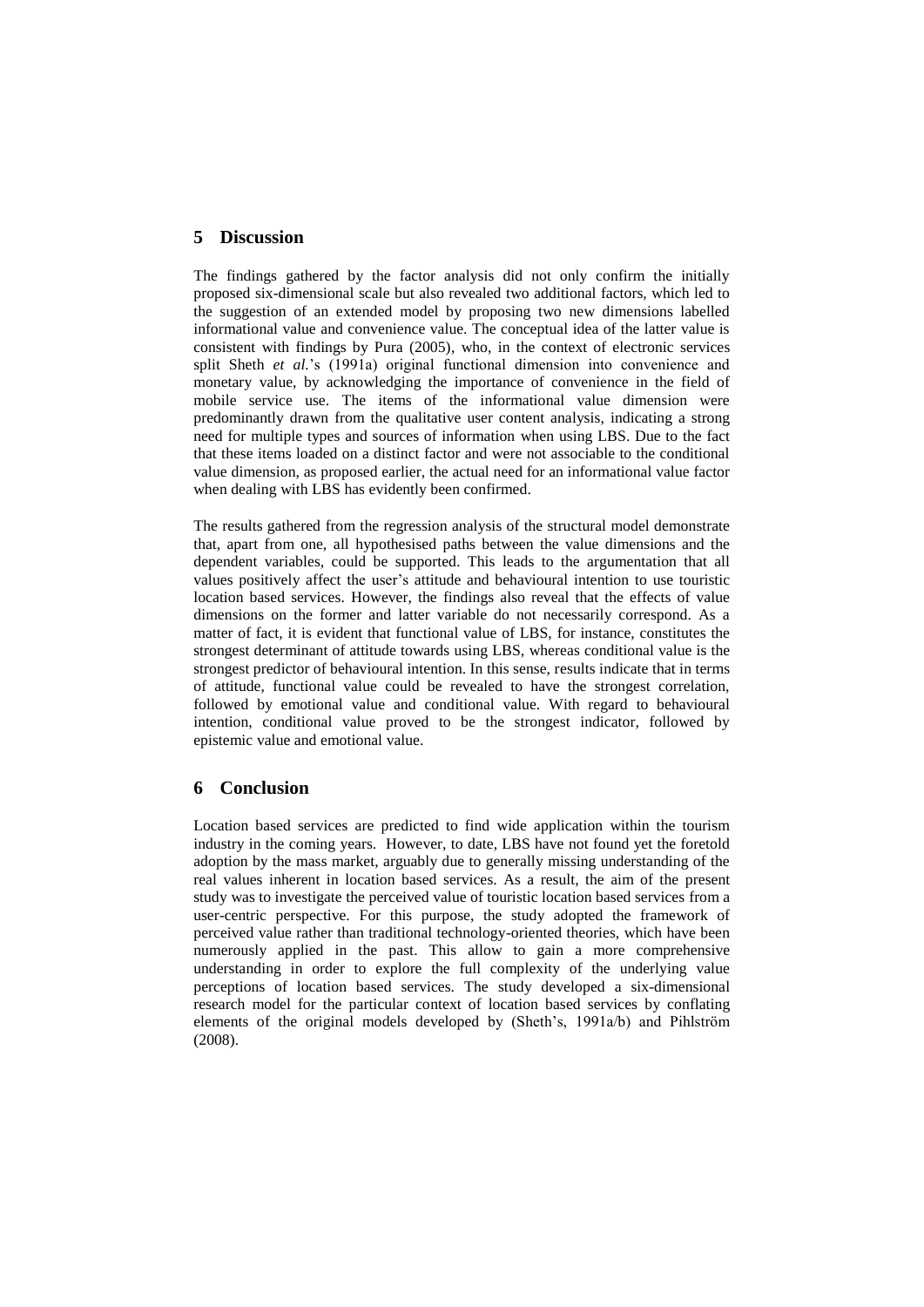## 5 Discussion

The findings gathered by the factor analysis did not only confirm the initially proposed six-dimensional scale but also revealed two additional factors, which led to the suggestion of an extended model by proposing two new dimensions labelled informational value and convenience value. The conceptual idea of the latter value is consistent with findings by Pura (2005), who, in the context of electronic services split Sheth *et al.*'s (1991a) original functional dimension into convenience and monetary value, by acknowledging the importance of convenience in the field of mobile service use. The items of the informational value dimension were predominantly drawn from the qualitative user content analysis, indicating a strong need for multiple types and sources of information when using LBS. Due to the fact that these items loaded on a distinct factor and were not associable to the conditional value dimension, as proposed earlier, the actual need for an informational value factor when dealing with LBS has evidently been confirmed.

The results gathered from the regression analysis of the structural model demonstrate that, apart from one, all hypothesised paths between the value dimensions and the dependent variables, could be supported. This leads to the argumentation that all values positively affect the user's attitude and behavioural intention to use touristic location based services. However, the findings also reveal that the effects of value dimensions on the former and latter variable do not necessarily correspond. As a matter of fact, it is evident that functional value of LBS, for instance, constitutes the strongest determinant of attitude towards using LBS, whereas conditional value is the strongest predictor of behavioural intention. In this sense, results indicate that in terms of attitude, functional value could be revealed to have the strongest correlation, followed by emotional value and conditional value. With regard to behavioural intention, conditional value proved to be the strongest indicator, followed by epistemic value and emotional value.

## 6 Conclusion

Location based services are predicted to find wide application within the tourism industry in the coming years. However, to date, LBS have not found yet the foretold adoption by the mass market, arguably due to generally missing understanding of the real values inherent in location based services. As a result, the aim of the present study was to investigate the perceived value of touristic location based services from a user-centric perspective. For this purpose, the study adopted the framework of perceived value rather than traditional technology-oriented theories, which have been numerously applied in the past. This allow to gain a more comprehensive understanding in order to explore the full complexity of the underlying value perceptions of location based services. The study developed a six-dimensional research model for the particular context of location based services by conflating elements of the original models developed by (Sheth's, 1991a/b) and Pihlström (2008).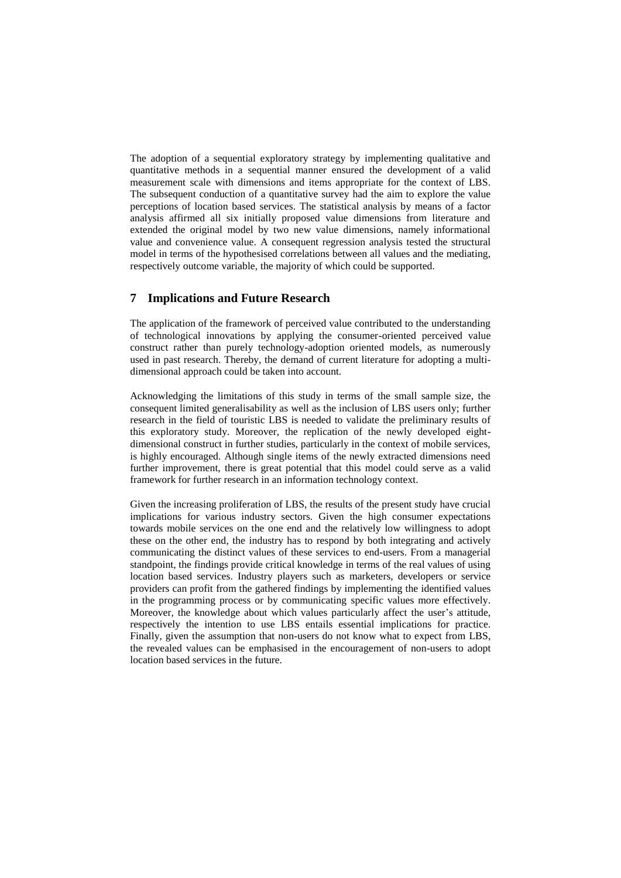The adoption of a sequential exploratory strategy by implementing qualitative and quantitative methods in a sequential manner ensured the development of a valid measurement scale with dimensions and items appropriate for the context of LBS. The subsequent conduction of a quantitative survey had the aim to explore the value perceptions of location based services. The statistical analysis by means of a factor analysis affirmed all six initially proposed value dimensions from literature and extended the original model by two new value dimensions, namely informational value and convenience value. A consequent regression analysis tested the structural model in terms of the hypothesised correlations between all values and the mediating, respectively outcome variable, the majority of which could be supported.

## 7 Implications and Future Research

The application of the framework of perceived value contributed to the understanding of technological innovations by applying the consumer-oriented perceived value construct rather than purely technology-adoption oriented models, as numerously used in past research. Thereby, the demand of current literature for adopting a multi-dimensional approach could be taken into account.

Acknowledging the limitations of this study in terms of the small sample size, the consequent limited generalisability as well as the inclusion of LBS users only; further research in the field of touristic LBS is needed to validate the preliminary results of this exploratory study. Moreover, the replication of the newly developed eight-dimensional construct in further studies, particularly in the context of mobile services, is highly encouraged. Although single items of the newly extracted dimensions need further improvement, there is great potential that this model could serve as a valid framework for further research in an information technology context.

Given the increasing proliferation of LBS, the results of the present study have crucial implications for various industry sectors. Given the high consumer expectations towards mobile services on the one end and the relatively low willingness to adopt these on the other end, the industry has to respond by both integrating and actively communicating the distinct values of these services to end-users. From a managerial standpoint, the findings provide critical knowledge in terms of the real values of using location based services. Industry players such as marketers, developers or service providers can profit from the gathered findings by implementing the identified values in the programming process or by communicating specific values more effectively. Moreover, the knowledge about which values particularly affect the user's attitude, respectively the intention to use LBS entails essential implications for practice. Finally, given the assumption that non-users do not know what to expect from LBS, the revealed values can be emphasised in the encouragement of non-users to adopt location based services in the future.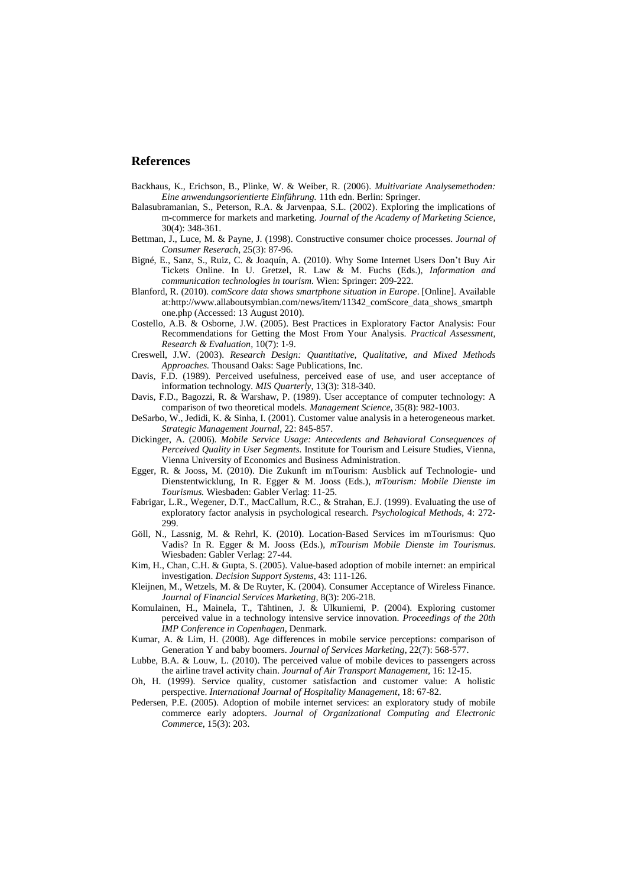## References

Backhaus, K., Erichson, B., Plinke, W. & Weiber, R. (2006). *Multivariate Analysemethoden: Eine anwendungsorientierte Einführung.* 11th edn. Berlin: Springer.

Balasubramanian, S., Peterson, R.A. & Jarvenpaa, S.L. (2002). Exploring the implications of m-commerce for markets and marketing. *Journal of the Academy of Marketing Science*, 30(4): 348-361.

Bettman, J., Luce, M. & Payne, J. (1998). Constructive consumer choice processes. *Journal of Consumer Reserach*, 25(3): 87-96.

Bigné, E., Sanz, S., Ruiz, C. & Joaquín, A. (2010). Why Some Internet Users Don't Buy Air Tickets Online. In U. Gretzel, R. Law & M. Fuchs (Eds.), *Information and communication technologies in tourism*. Wien: Springer: 209-222.

Blanford, R. (2010). *comScore data shows smartphone situation in Europe*. [Online]. Available at:http://www.allaboutsymbian.com/news/item/11342_comScore_data_shows_smartphone.php (Accessed: 13 August 2010).

Costello, A.B. & Osborne, J.W. (2005). Best Practices in Exploratory Factor Analysis: Four Recommendations for Getting the Most From Your Analysis. *Practical Assessment, Research & Evaluation*, 10(7): 1-9.

Creswell, J.W. (2003). *Research Design: Quantitative, Qualitative, and Mixed Methods Approaches.* Thousand Oaks: Sage Publications, Inc.

Davis, F.D. (1989). Perceived usefulness, perceived ease of use, and user acceptance of information technology. *MIS Quarterly*, 13(3): 318-340.

Davis, F.D., Bagozzi, R. & Warshaw, P. (1989). User acceptance of computer technology: A comparison of two theoretical models. *Management Science*, 35(8): 982-1003.

DeSarbo, W., Jedidi, K. & Sinha, I. (2001). Customer value analysis in a heterogeneous market. *Strategic Management Journal*, 22: 845-857.

Dickinger, A. (2006). *Mobile Service Usage: Antecedents and Behavioral Consequences of Perceived Quality in User Segments.* Institute for Tourism and Leisure Studies, Vienna, Vienna University of Economics and Business Administration.

Egger, R. & Jooss, M. (2010). Die Zukunft im mTourism: Ausblick auf Technologie- und Dienstentwicklung, In R. Egger & M. Jooss (Eds.), *mTourism: Mobile Dienste im Tourismus.* Wiesbaden: Gabler Verlag: 11-25.

Fabrigar, L.R., Wegener, D.T., MacCallum, R.C., & Strahan, E.J. (1999). Evaluating the use of exploratory factor analysis in psychological research. *Psychological Methods*, 4: 272-299.

Göll, N., Lassnig, M. & Rehrl, K. (2010). Location-Based Services im mTourismus: Quo Vadis? In R. Egger & M. Jooss (Eds.), *mTourism Mobile Dienste im Tourismus*. Wiesbaden: Gabler Verlag: 27-44.

Kim, H., Chan, C.H. & Gupta, S. (2005). Value-based adoption of mobile internet: an empirical investigation. *Decision Support Systems*, 43: 111-126.

Kleijnen, M., Wetzels, M. & De Ruyter, K. (2004). Consumer Acceptance of Wireless Finance. *Journal of Financial Services Marketing*, 8(3): 206-218.

Komulainen, H., Mainela, T., Tähtinen, J. & Ulkuniemi, P. (2004). Exploring customer perceived value in a technology intensive service innovation. *Proceedings of the 20th IMP Conference in Copenhagen*, Denmark.

Kumar, A. & Lim, H. (2008). Age differences in mobile service perceptions: comparison of Generation Y and baby boomers. *Journal of Services Marketing*, 22(7): 568-577.

Lubbe, B.A. & Louw, L. (2010). The perceived value of mobile devices to passengers across the airline travel activity chain. *Journal of Air Transport Management*, 16: 12-15.

Oh, H. (1999). Service quality, customer satisfaction and customer value: A holistic perspective. *International Journal of Hospitality Management*, 18: 67-82.

Pedersen, P.E. (2005). Adoption of mobile internet services: an exploratory study of mobile commerce early adopters. *Journal of Organizational Computing and Electronic Commerce*, 15(3): 203.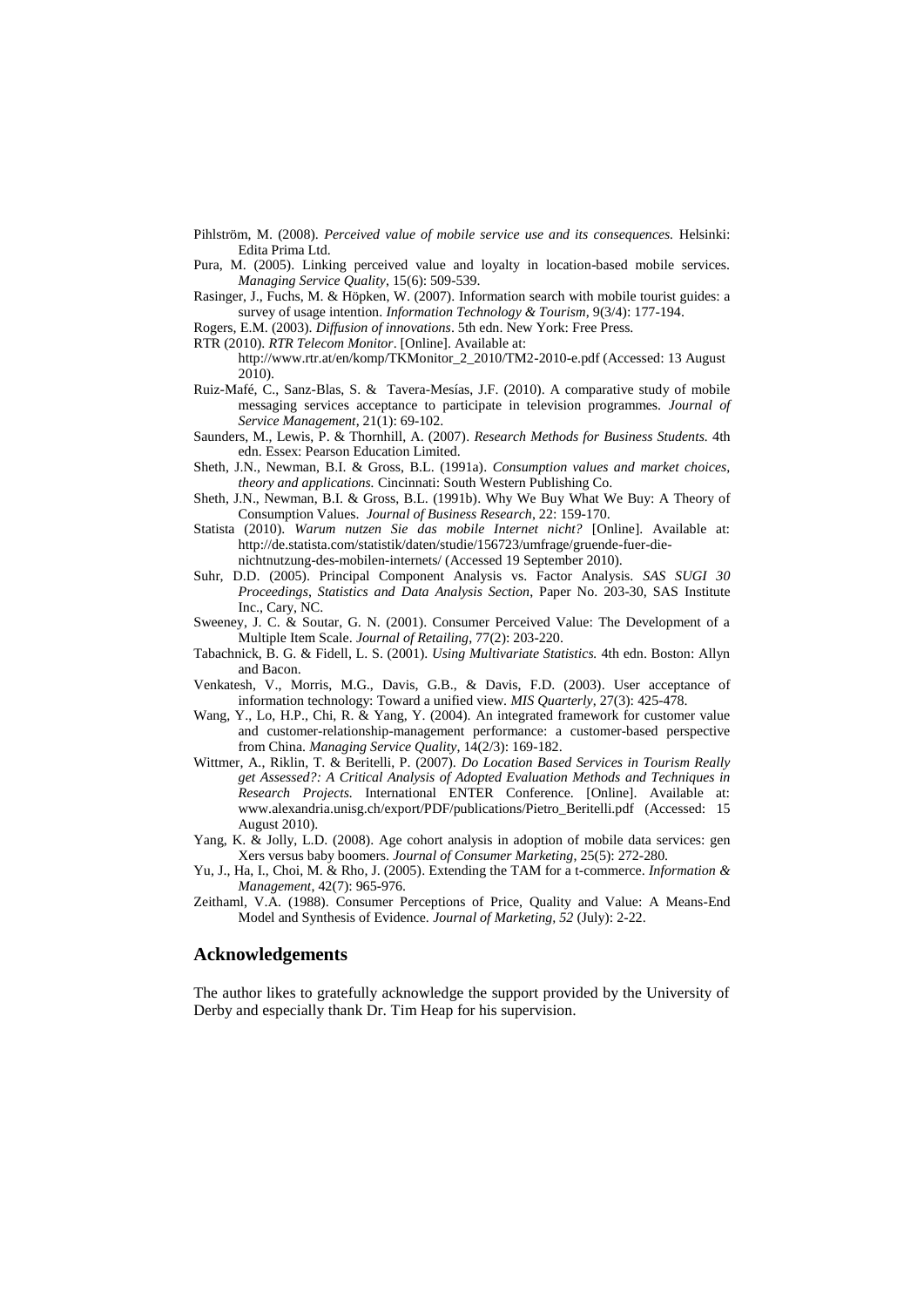Pihlström, M. (2008). *Perceived value of mobile service use and its consequences.* Helsinki: Edita Prima Ltd.

Pura, M. (2005). Linking perceived value and loyalty in location-based mobile services. *Managing Service Quality*, 15(6): 509-539.

Rasinger, J., Fuchs, M. & Höpken, W. (2007). Information search with mobile tourist guides: a survey of usage intention. *Information Technology & Tourism*, 9(3/4): 177-194.

Rogers, E.M. (2003). *Diffusion of innovations*. 5th edn. New York: Free Press.

RTR (2010). *RTR Telecom Monitor*. [Online]. Available at: http://www.rtr.at/en/komp/TKMonitor_2_2010/TM2-2010-e.pdf (Accessed: 13 August 2010).

Ruiz-Mafé, C., Sanz-Blas, S. & Tavera-Mesías, J.F. (2010). A comparative study of mobile messaging services acceptance to participate in television programmes. *Journal of Service Management*, 21(1): 69-102.

Saunders, M., Lewis, P. & Thornhill, A. (2007). *Research Methods for Business Students.* 4th edn. Essex: Pearson Education Limited.

Sheth, J.N., Newman, B.I. & Gross, B.L. (1991a). *Consumption values and market choices, theory and applications.* Cincinnati: South Western Publishing Co.

Sheth, J.N., Newman, B.I. & Gross, B.L. (1991b). Why We Buy What We Buy: A Theory of Consumption Values. *Journal of Business Research*, 22: 159-170.

Statista (2010). *Warum nutzen Sie das mobile Internet nicht?* [Online]. Available at: http://de.statista.com/statistik/daten/studie/156723/umfrage/gruende-fuer-die-nichtnutzung-des-mobilen-internets/ (Accessed 19 September 2010).

Suhr, D.D. (2005). Principal Component Analysis vs. Factor Analysis. *SAS SUGI 30 Proceedings, Statistics and Data Analysis Section*, Paper No. 203-30, SAS Institute Inc., Cary, NC.

Sweeney, J. C. & Soutar, G. N. (2001). Consumer Perceived Value: The Development of a Multiple Item Scale. *Journal of Retailing*, 77(2): 203-220.

Tabachnick, B. G. & Fidell, L. S. (2001). *Using Multivariate Statistics.* 4th edn. Boston: Allyn and Bacon.

Venkatesh, V., Morris, M.G., Davis, G.B., & Davis, F.D. (2003). User acceptance of information technology: Toward a unified view. *MIS Quarterly*, 27(3): 425-478.

Wang, Y., Lo, H.P., Chi, R. & Yang, Y. (2004). An integrated framework for customer value and customer-relationship-management performance: a customer-based perspective from China. *Managing Service Quality*, 14(2/3): 169-182.

Wittmer, A., Riklin, T. & Beritelli, P. (2007). *Do Location Based Services in Tourism Really get Assessed?: A Critical Analysis of Adopted Evaluation Methods and Techniques in Research Projects.* International ENTER Conference. [Online]. Available at: www.alexandria.unisg.ch/export/PDF/publications/Pietro_Beritelli.pdf (Accessed: 15 August 2010).

Yang, K. & Jolly, L.D. (2008). Age cohort analysis in adoption of mobile data services: gen Xers versus baby boomers. *Journal of Consumer Marketing*, 25(5): 272-280.

Yu, J., Ha, I., Choi, M. & Rho, J. (2005). Extending the TAM for a t-commerce. *Information & Management*, 42(7): 965-976.

Zeithaml, V.A. (1988). Consumer Perceptions of Price, Quality and Value: A Means-End Model and Synthesis of Evidence. *Journal of Marketing, 52* (July): 2-22.

## Acknowledgements

The author likes to gratefully acknowledge the support provided by the University of Derby and especially thank Dr. Tim Heap for his supervision.